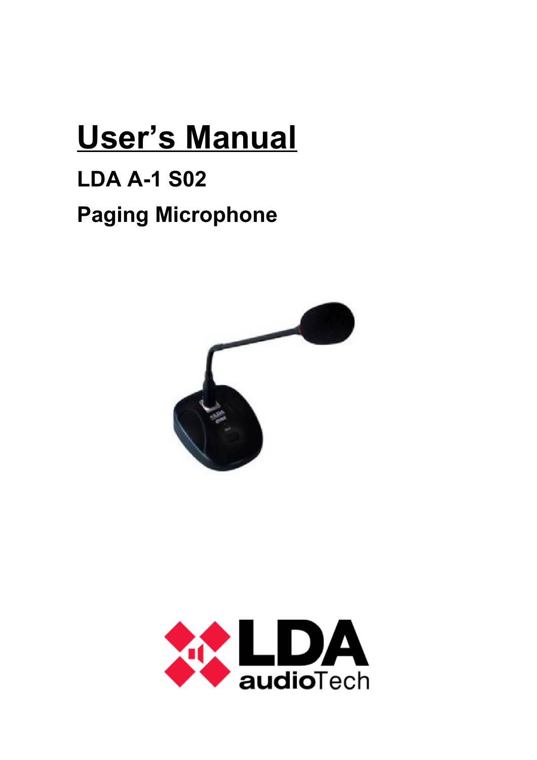# User's Manual

## LDA A-1 S02

## Paging Microphone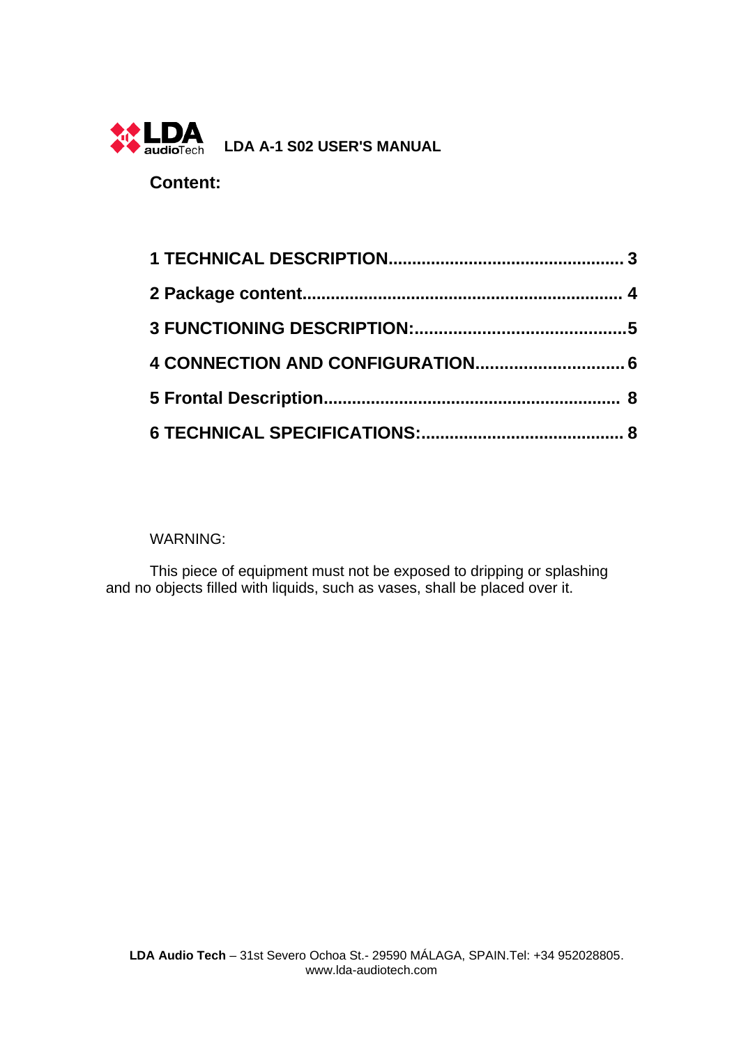**LDA A-1 S02 USER'S MANUAL**

## Content:

**1 TECHNICAL DESCRIPTION................................................ 3**

**2 Package content................................................................ 4**

**3 FUNCTIONING DESCRIPTION:...........................................5**

**4 CONNECTION AND CONFIGURATION.............................. 6**

**5 Frontal Description............................................................ 8**

**6 TECHNICAL SPECIFICATIONS:.......................................... 8**

WARNING:

This piece of equipment must not be exposed to dripping or splashing and no objects filled with liquids, such as vases, shall be placed over it.

**LDA Audio Tech** – 31st Severo Ochoa St.- 29590 MÁLAGA, SPAIN.Tel: +34 952028805. www.lda-audiotech.com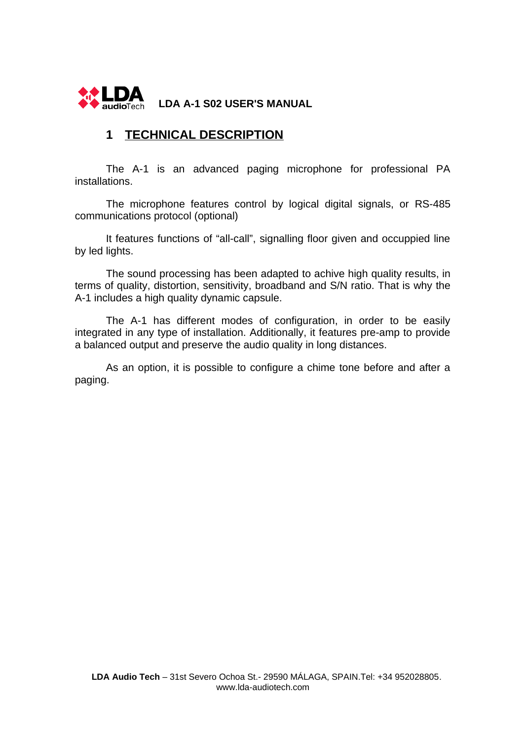# 1 TECHNICAL DESCRIPTION

The A-1 is an advanced paging microphone for professional PA installations.

The microphone features control by logical digital signals, or RS-485 communications protocol (optional)

It features functions of “all-call”, signalling floor given and occuppied line by led lights.

The sound processing has been adapted to achive high quality results, in terms of quality, distortion, sensitivity, broadband and S/N ratio. That is why the A-1 includes a high quality dynamic capsule.

The A-1 has different modes of configuration, in order to be easily integrated in any type of installation. Additionally, it features pre-amp to provide a balanced output and preserve the audio quality in long distances.

As an option, it is possible to configure a chime tone before and after a paging.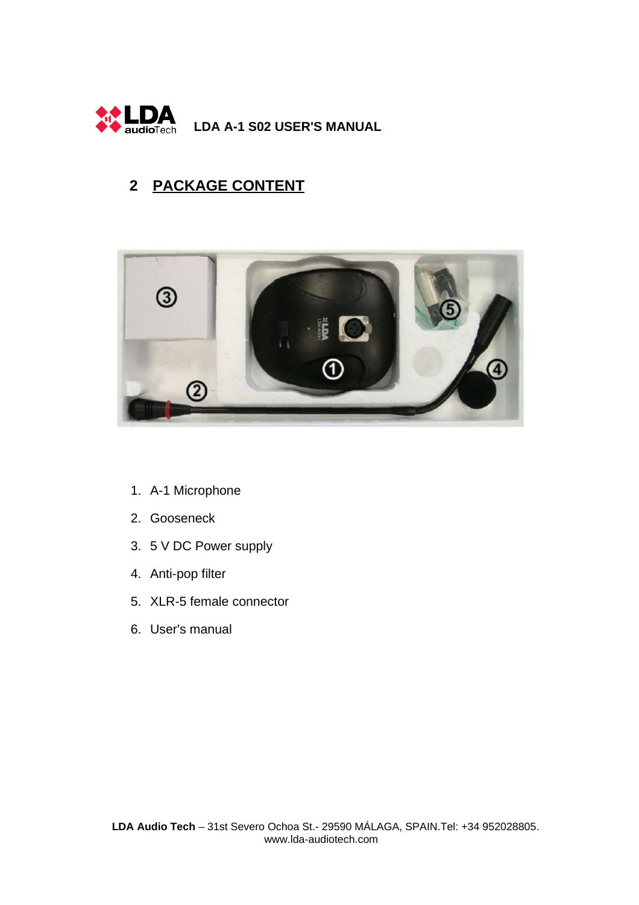## 2 PACKAGE CONTENT

1. A-1 Microphone
2. Gooseneck
3. 5 V DC Power supply
4. Anti-pop filter
5. XLR-5 female connector
6. User's manual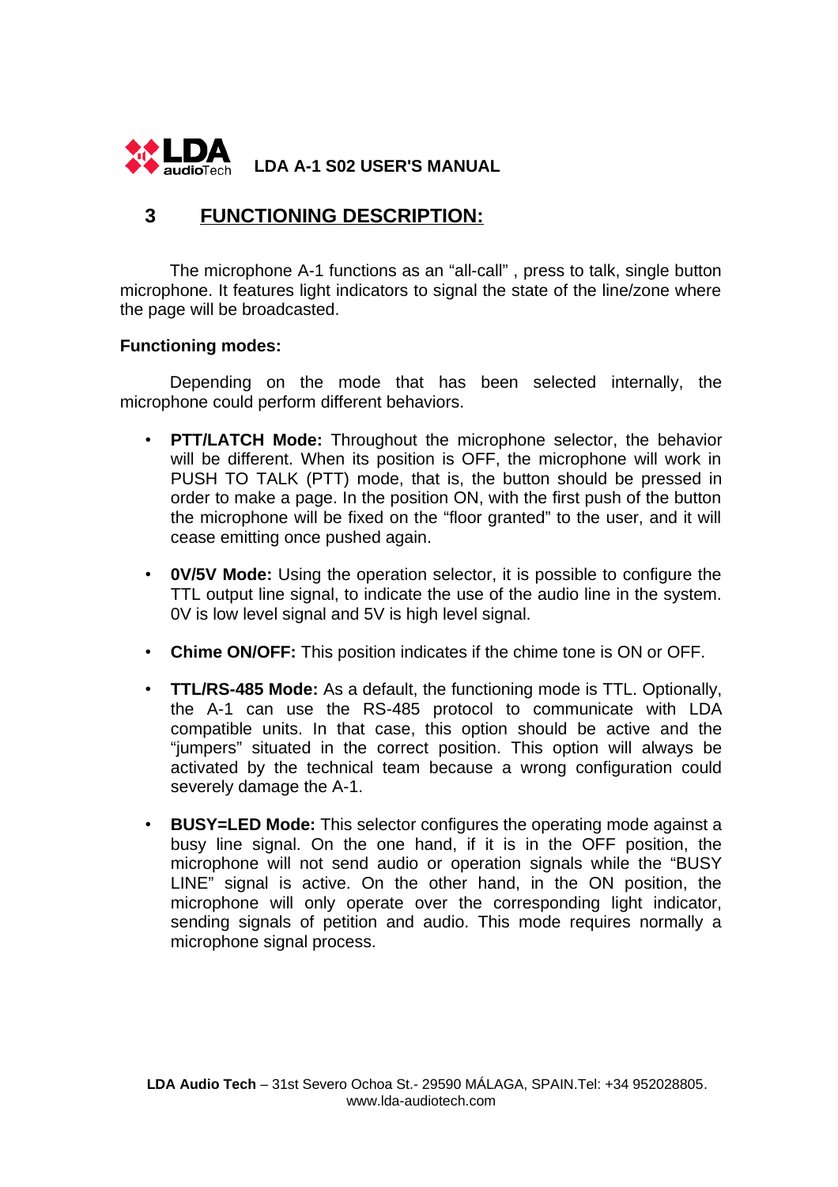## 3 FUNCTIONING DESCRIPTION:

The microphone A-1 functions as an “all-call” , press to talk, single button microphone. It features light indicators to signal the state of the line/zone where the page will be broadcasted.

**Functioning modes:**

Depending on the mode that has been selected internally, the microphone could perform different behaviors.

- **PTT/LATCH Mode:** Throughout the microphone selector, the behavior will be different. When its position is OFF, the microphone will work in PUSH TO TALK (PTT) mode, that is, the button should be pressed in order to make a page. In the position ON, with the first push of the button the microphone will be fixed on the “floor granted” to the user, and it will cease emitting once pushed again.
- **0V/5V Mode:** Using the operation selector, it is possible to configure the TTL output line signal, to indicate the use of the audio line in the system. 0V is low level signal and 5V is high level signal.
- **Chime ON/OFF:** This position indicates if the chime tone is ON or OFF.
- **TTL/RS-485 Mode:** As a default, the functioning mode is TTL. Optionally, the A-1 can use the RS-485 protocol to communicate with LDA compatible units. In that case, this option should be active and the “jumpers” situated in the correct position. This option will always be activated by the technical team because a wrong configuration could severely damage the A-1.
- **BUSY=LED Mode:** This selector configures the operating mode against a busy line signal. On the one hand, if it is in the OFF position, the microphone will not send audio or operation signals while the “BUSY LINE” signal is active. On the other hand, in the ON position, the microphone will only operate over the corresponding light indicator, sending signals of petition and audio. This mode requires normally a microphone signal process.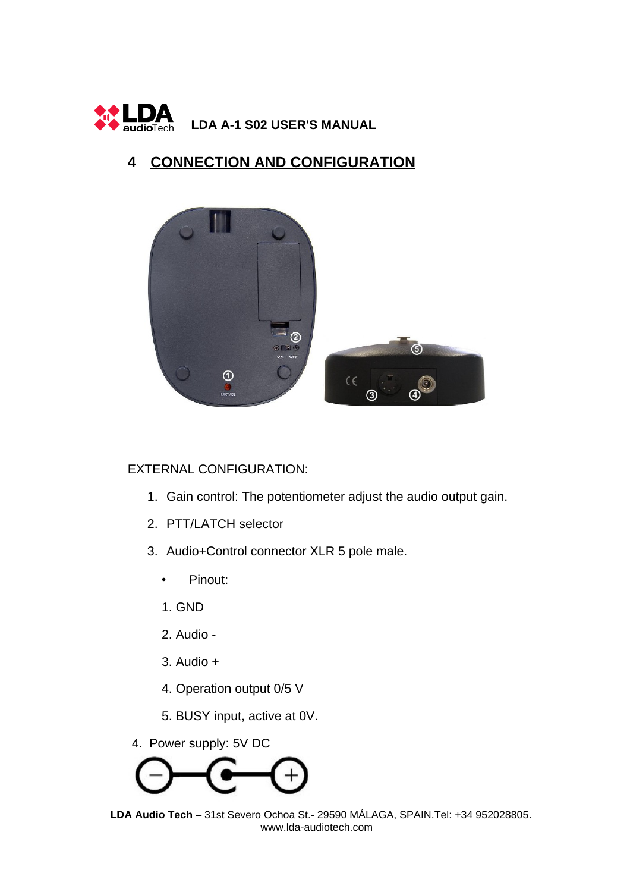# 4 CONNECTION AND CONFIGURATION

EXTERNAL CONFIGURATION:

1. Gain control: The potentiometer adjust the audio output gain.
2. PTT/LATCH selector
3. Audio+Control connector XLR 5 pole male.
   - Pinout:

   1. GND
   2. Audio -
   3. Audio +
   4. Operation output 0/5 V
   5. BUSY input, active at 0V.

4. Power supply: 5V DC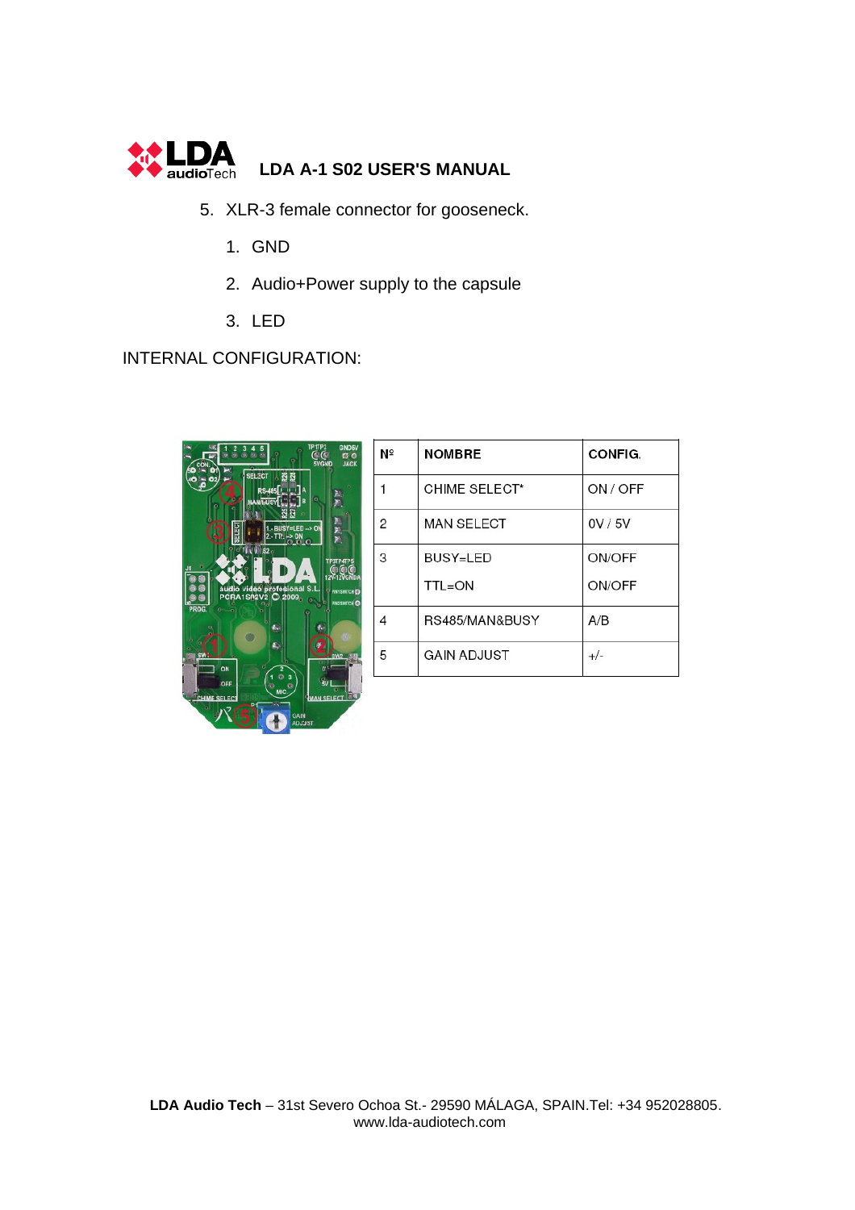5. XLR-3 female connector for gooseneck.
   1. GND
   2. Audio+Power supply to the capsule
   3. LED

INTERNAL CONFIGURATION:

| Nº | NOMBRE | CONFIG. |
|---|---|---|
| 1 | CHIME SELECT* | ON / OFF |
| 2 | MAN SELECT | 0V / 5V |
| 3 | BUSY=LED<br>TTL=ON | ON/OFF<br>ON/OFF |
| 4 | RS485/MAN&BUSY | A/B |
| 5 | GAIN ADJUST | +/- |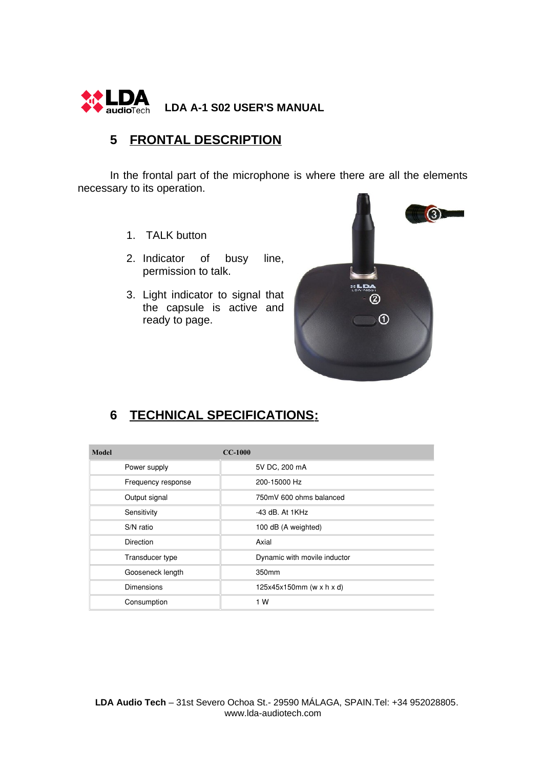## 5 FRONTAL DESCRIPTION

In the frontal part of the microphone is where there are all the elements necessary to its operation.

1. TALK button
2. Indicator of busy line, permission to talk.
3. Light indicator to signal that the capsule is active and ready to page.

## 6 TECHNICAL SPECIFICATIONS:

| Model | CC-1000 |
|---|---|
| Power supply | 5V DC, 200 mA |
| Frequency response | 200-15000 Hz |
| Output signal | 750mV 600 ohms balanced |
| Sensitivity | -43 dB. At 1KHz |
| S/N ratio | 100 dB (A weighted) |
| Direction | Axial |
| Transducer type | Dynamic with movile inductor |
| Gooseneck length | 350mm |
| Dimensions | 125x45x150mm (w x h x d) |
| Consumption | 1 W |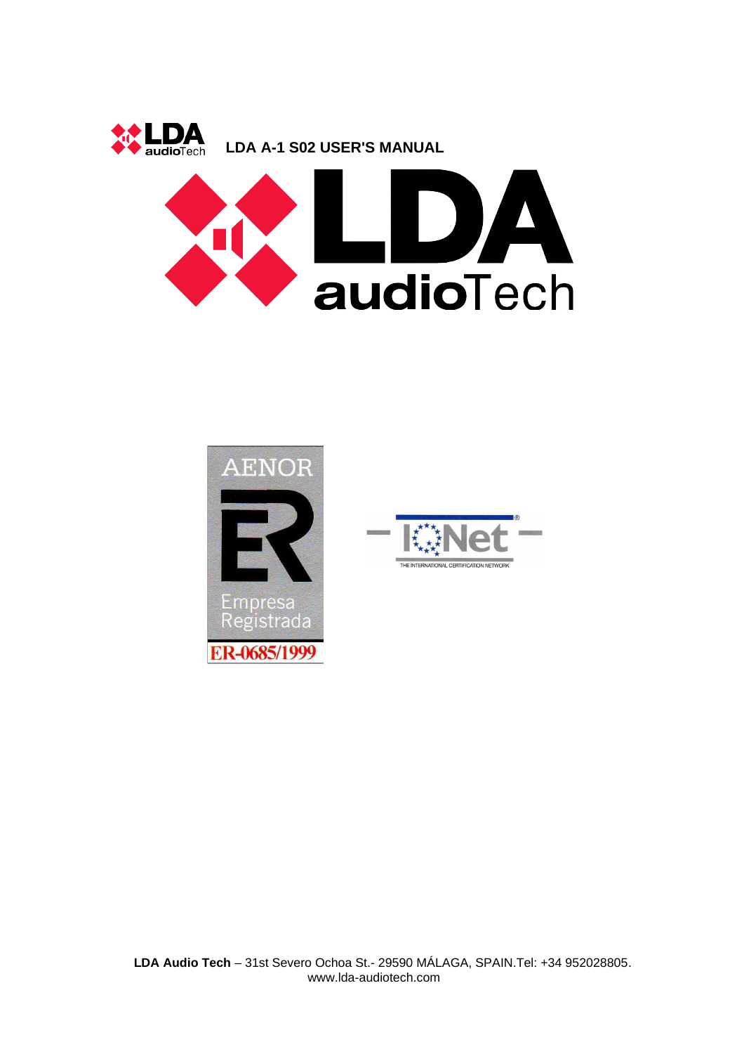LDA A-1 S02 USER'S MANUAL

**LDA Audio Tech** – 31st Severo Ochoa St.- 29590 MÁLAGA, SPAIN.Tel: +34 952028805.
www.lda-audiotech.com